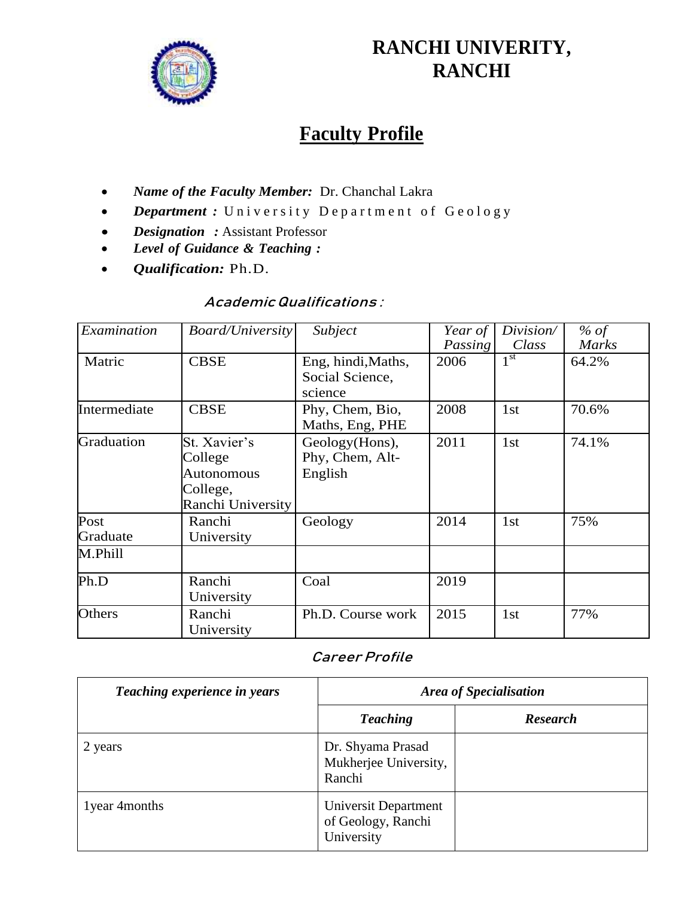# RANCHI UNIVERITY, RANCHI

## Faculty Profile

- ***Name of the Faculty Member:*** Dr. Chanchal Lakra
- ***Department :*** University Department of Geology
- ***Designation :*** Assistant Professor
- ***Level of Guidance & Teaching :***
- ***Qualification:*** Ph.D.

### *Academic Qualifications* :

| *Examination* | *Board/University* | *Subject* | *Year of Passing* | *Division/ Class* | *% of Marks* |
|---|---|---|---|---|---|
| Matric | CBSE | Eng, hindi,Maths, Social Science, science | 2006 | 1st | 64.2% |
| Intermediate | CBSE | Phy, Chem, Bio, Maths, Eng, PHE | 2008 | 1st | 70.6% |
| Graduation | St. Xavier's College Autonomous College, Ranchi University | Geology(Hons), Phy, Chem, Alt-English | 2011 | 1st | 74.1% |
| Post Graduate | Ranchi University | Geology | 2014 | 1st | 75% |
| M.Phill | | | | | |
| Ph.D | Ranchi University | Coal | 2019 | | |
| Others | Ranchi University | Ph.D. Course work | 2015 | 1st | 77% |

### *Career Profile*

| ***Teaching experience in years*** | ***Area of Specialisation*** | |
|---|---|---|
| | ***Teaching*** | ***Research*** |
| 2 years | Dr. Shyama Prasad Mukherjee University, Ranchi | |
| 1year 4months | Universit Department of Geology, Ranchi University | |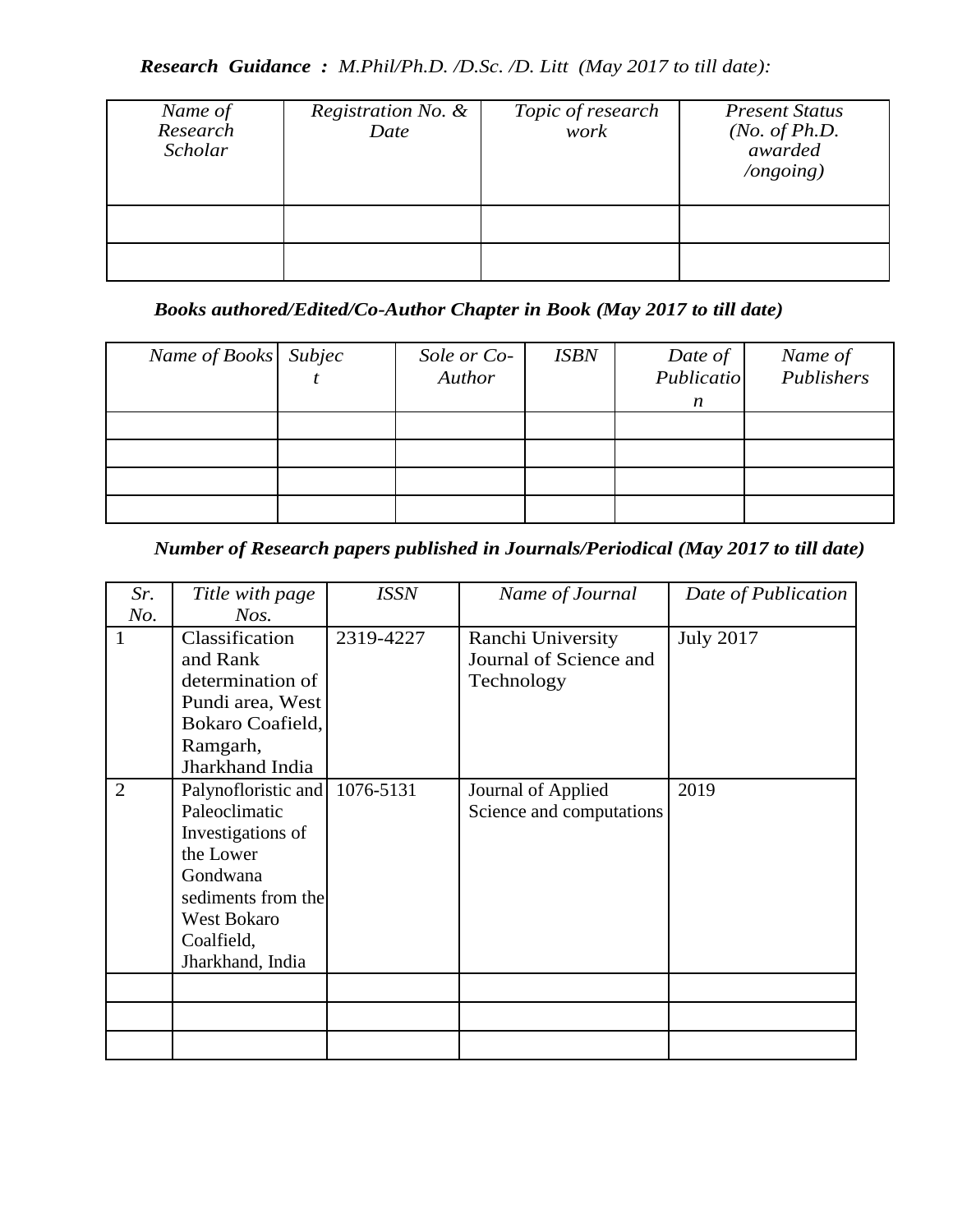***Research Guidance :*** *M.Phil/Ph.D. /D.Sc. /D. Litt (May 2017 to till date):*

| *Name of Research Scholar* | *Registration No. & Date* | *Topic of research work* | *Present Status (No. of Ph.D. awarded /ongoing)* |
|---|---|---|---|
| | | | |
| | | | |

***Books authored/Edited/Co-Author Chapter in Book (May 2017 to till date)***

| *Name of Books* | *Subject* | *Sole or Co-Author* | *ISBN* | *Date of Publication* | *Name of Publishers* |
|---|---|---|---|---|---|
| | | | | | |
| | | | | | |
| | | | | | |
| | | | | | |

***Number of Research papers published in Journals/Periodical (May 2017 to till date)***

| *Sr. No.* | *Title with page Nos.* | *ISSN* | *Name of Journal* | *Date of Publication* |
|---|---|---|---|---|
| 1 | Classification and Rank determination of Pundi area, West Bokaro Coafield, Ramgarh, Jharkhand India | 2319-4227 | Ranchi University Journal of Science and Technology | July 2017 |
| 2 | Palynofloristic and Paleoclimatic Investigations of the Lower Gondwana sediments from the West Bokaro Coalfield, Jharkhand, India | 1076-5131 | Journal of Applied Science and computations | 2019 |
| | | | | |
| | | | | |
| | | | | |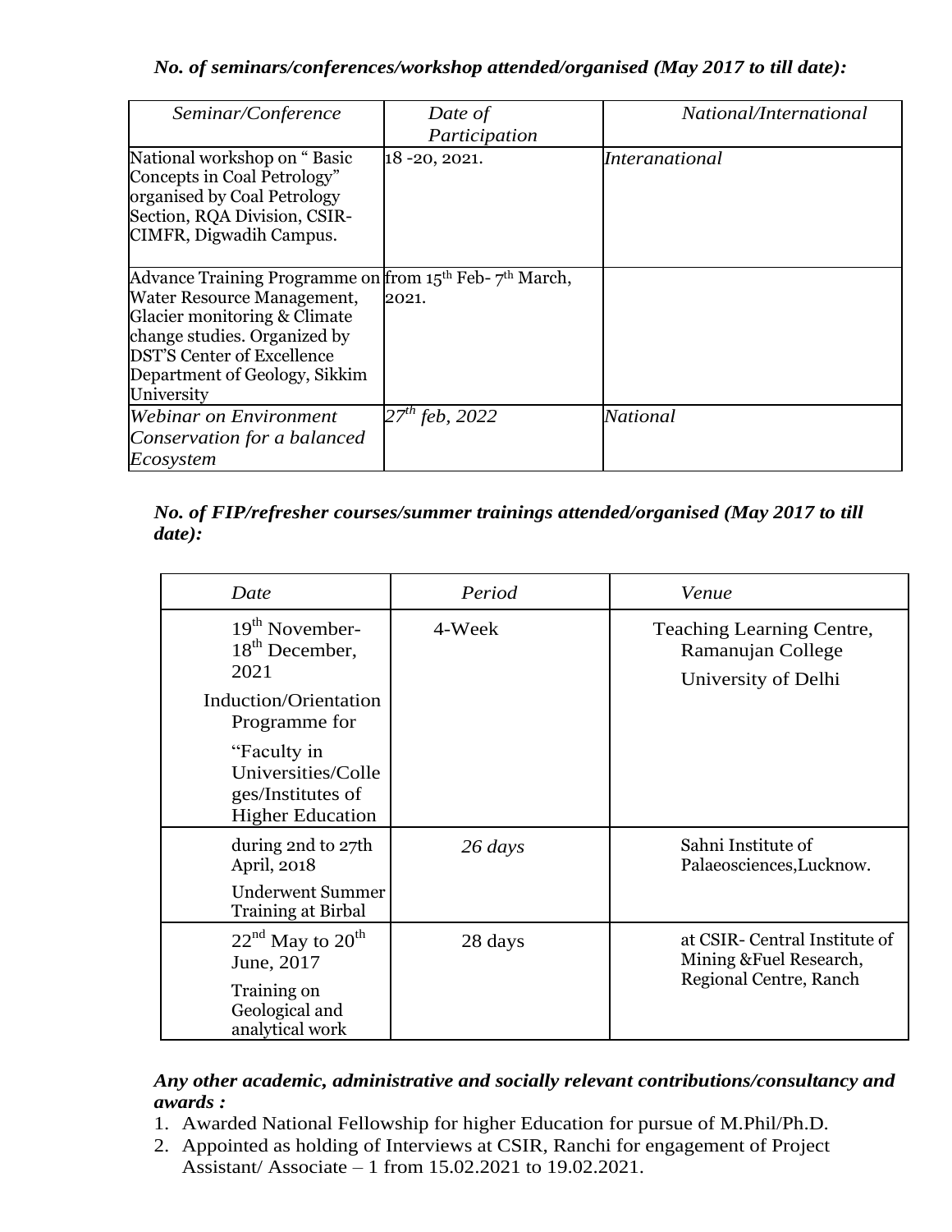***No. of seminars/conferences/workshop attended/organised (May 2017 to till date):***

| *Seminar/Conference* | *Date of Participation* | *National/International* |
|---|---|---|
| National workshop on " Basic Concepts in Coal Petrology" organised by Coal Petrology Section, RQA Division, CSIR-CIMFR, Digwadih Campus. | 18 -20, 2021. | *Interanational* |
| Advance Training Programme on Water Resource Management, Glacier monitoring & Climate change studies. Organized by DST'S Center of Excellence Department of Geology, Sikkim University | from 15th Feb- 7th March, 2021. | |
| *Webinar on Environment Conservation for a balanced Ecosystem* | *27th feb, 2022* | *National* |

***No. of FIP/refresher courses/summer trainings attended/organised (May 2017 to till date):***

| *Date* | *Period* | *Venue* |
|---|---|---|
| 19th November-18th December, 2021 Induction/Orientation Programme for "Faculty in Universities/Colleges/Institutes of Higher Education | 4-Week | Teaching Learning Centre, Ramanujan College University of Delhi |
| during 2nd to 27th April, 2018 Underwent Summer Training at Birbal | *26 days* | Sahni Institute of Palaeosciences,Lucknow. |
| 22nd May to 20th June, 2017 Training on Geological and analytical work | 28 days | at CSIR- Central Institute of Mining &Fuel Research, Regional Centre, Ranch |

***Any other academic, administrative and socially relevant contributions/consultancy and awards :***

1. Awarded National Fellowship for higher Education for pursue of M.Phil/Ph.D.
2. Appointed as holding of Interviews at CSIR, Ranchi for engagement of Project Assistant/ Associate – 1 from 15.02.2021 to 19.02.2021.